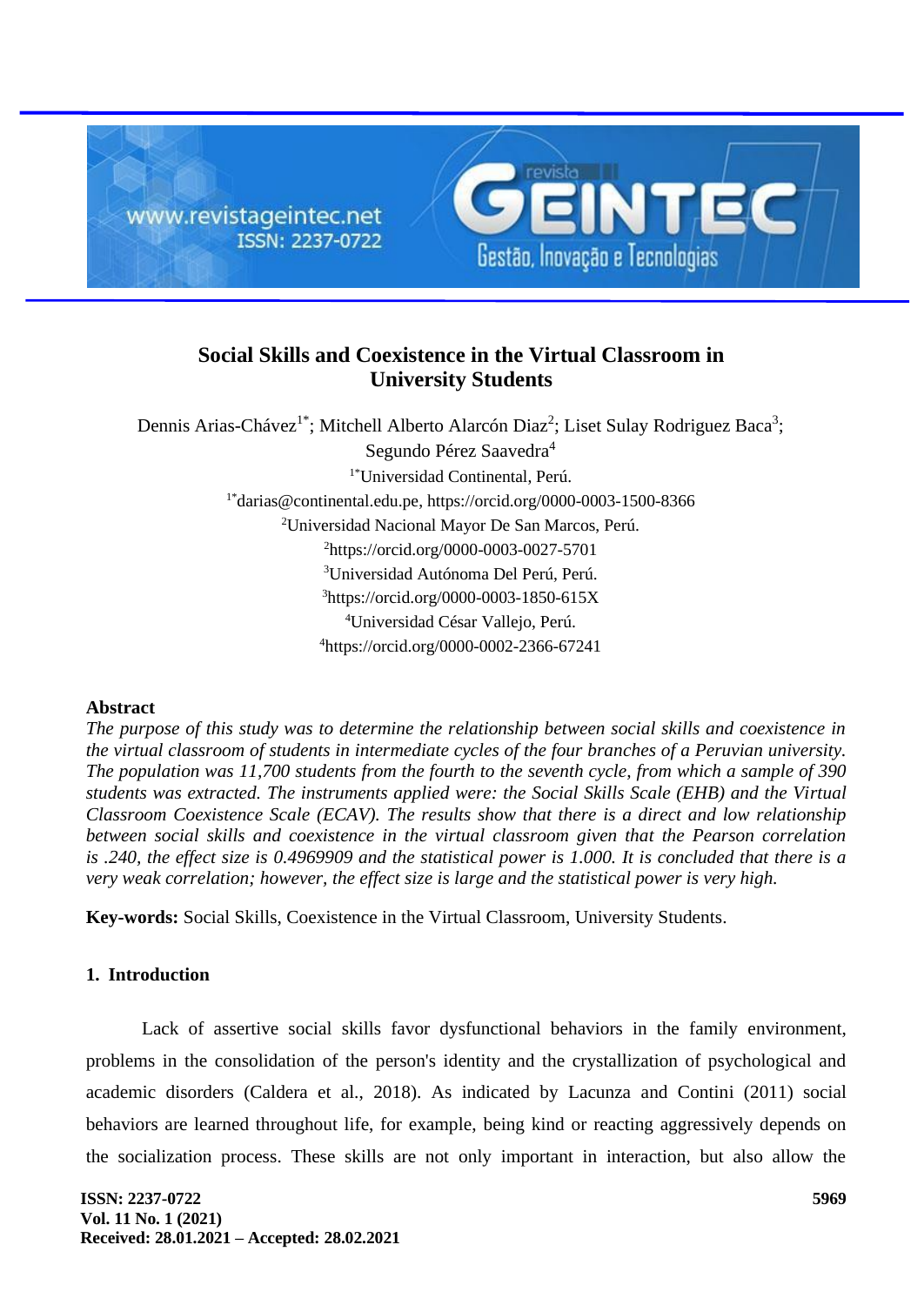# Social Skills and Coexistence in the Virtual Classroom in University Students

Dennis Arias-Chávez[1*]; Mitchell Alberto Alarcón Diaz[2]; Liset Sulay Rodriguez Baca[3]; Segundo Pérez Saavedra[4]

[1*]Universidad Continental, Perú.
[1*]darias@continental.edu.pe, https://orcid.org/0000-0003-1500-8366
[2]Universidad Nacional Mayor De San Marcos, Perú.
[2]https://orcid.org/0000-0003-0027-5701
[3]Universidad Autónoma Del Perú, Perú.
[3]https://orcid.org/0000-0003-1850-615X
[4]Universidad César Vallejo, Perú.
[4]https://orcid.org/0000-0002-2366-67241

## Abstract

*The purpose of this study was to determine the relationship between social skills and coexistence in the virtual classroom of students in intermediate cycles of the four branches of a Peruvian university. The population was 11,700 students from the fourth to the seventh cycle, from which a sample of 390 students was extracted. The instruments applied were: the Social Skills Scale (EHB) and the Virtual Classroom Coexistence Scale (ECAV). The results show that there is a direct and low relationship between social skills and coexistence in the virtual classroom given that the Pearson correlation is .240, the effect size is 0.4969909 and the statistical power is 1.000. It is concluded that there is a very weak correlation; however, the effect size is large and the statistical power is very high.*

**Key-words:** Social Skills, Coexistence in the Virtual Classroom, University Students.

## 1. Introduction

Lack of assertive social skills favor dysfunctional behaviors in the family environment, problems in the consolidation of the person's identity and the crystallization of psychological and academic disorders (Caldera et al., 2018). As indicated by Lacunza and Contini (2011) social behaviors are learned throughout life, for example, being kind or reacting aggressively depends on the socialization process. These skills are not only important in interaction, but also allow the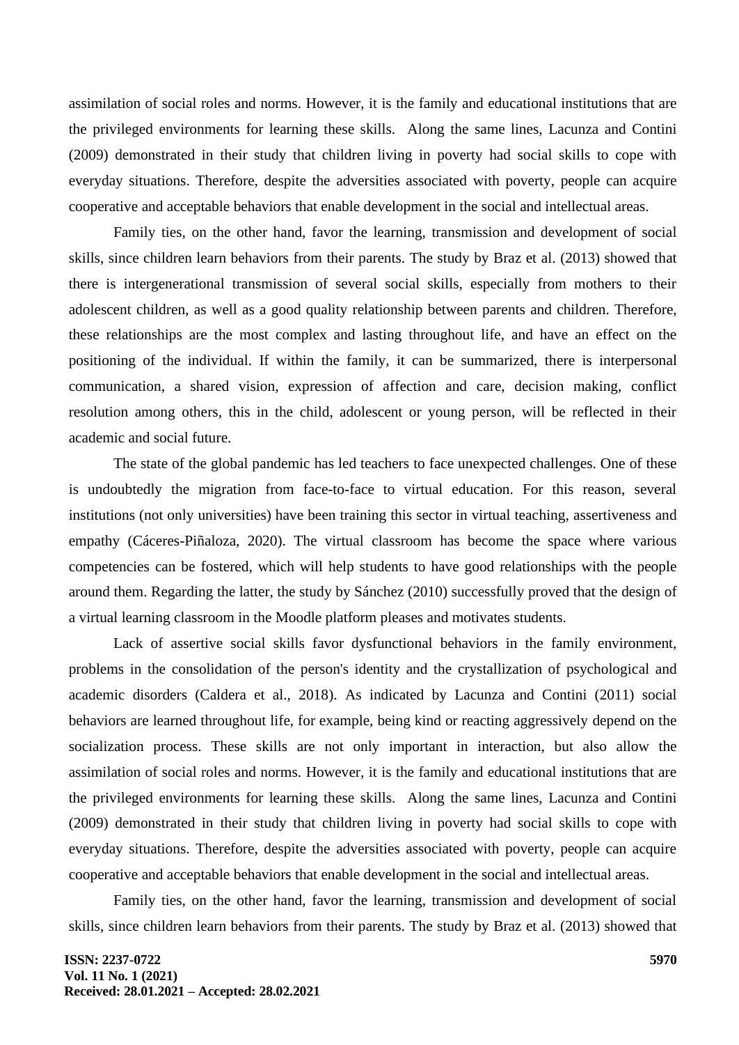assimilation of social roles and norms. However, it is the family and educational institutions that are the privileged environments for learning these skills. Along the same lines, Lacunza and Contini (2009) demonstrated in their study that children living in poverty had social skills to cope with everyday situations. Therefore, despite the adversities associated with poverty, people can acquire cooperative and acceptable behaviors that enable development in the social and intellectual areas.

Family ties, on the other hand, favor the learning, transmission and development of social skills, since children learn behaviors from their parents. The study by Braz et al. (2013) showed that there is intergenerational transmission of several social skills, especially from mothers to their adolescent children, as well as a good quality relationship between parents and children. Therefore, these relationships are the most complex and lasting throughout life, and have an effect on the positioning of the individual. If within the family, it can be summarized, there is interpersonal communication, a shared vision, expression of affection and care, decision making, conflict resolution among others, this in the child, adolescent or young person, will be reflected in their academic and social future.

The state of the global pandemic has led teachers to face unexpected challenges. One of these is undoubtedly the migration from face-to-face to virtual education. For this reason, several institutions (not only universities) have been training this sector in virtual teaching, assertiveness and empathy (Cáceres-Piñaloza, 2020). The virtual classroom has become the space where various competencies can be fostered, which will help students to have good relationships with the people around them. Regarding the latter, the study by Sánchez (2010) successfully proved that the design of a virtual learning classroom in the Moodle platform pleases and motivates students.

Lack of assertive social skills favor dysfunctional behaviors in the family environment, problems in the consolidation of the person's identity and the crystallization of psychological and academic disorders (Caldera et al., 2018). As indicated by Lacunza and Contini (2011) social behaviors are learned throughout life, for example, being kind or reacting aggressively depend on the socialization process. These skills are not only important in interaction, but also allow the assimilation of social roles and norms. However, it is the family and educational institutions that are the privileged environments for learning these skills. Along the same lines, Lacunza and Contini (2009) demonstrated in their study that children living in poverty had social skills to cope with everyday situations. Therefore, despite the adversities associated with poverty, people can acquire cooperative and acceptable behaviors that enable development in the social and intellectual areas.

Family ties, on the other hand, favor the learning, transmission and development of social skills, since children learn behaviors from their parents. The study by Braz et al. (2013) showed that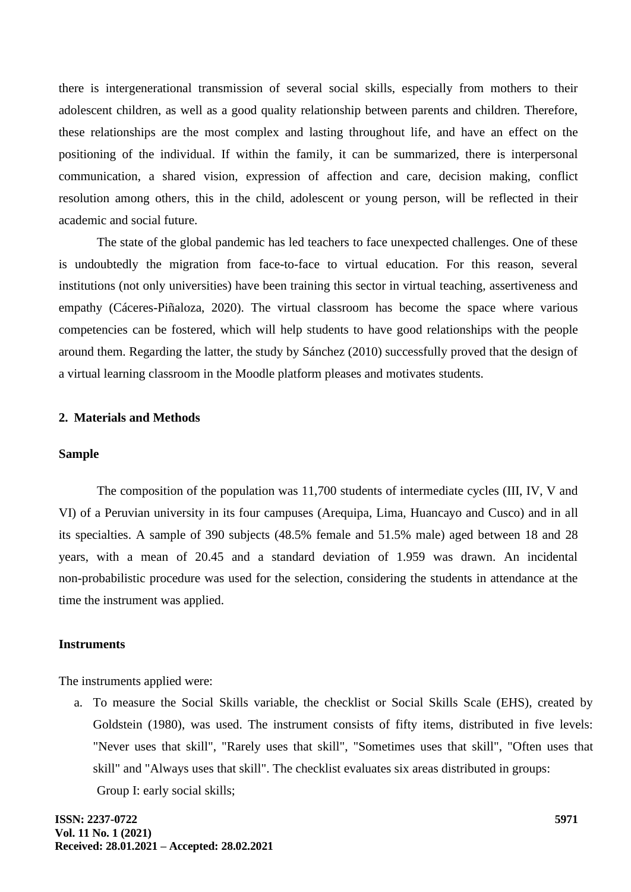there is intergenerational transmission of several social skills, especially from mothers to their adolescent children, as well as a good quality relationship between parents and children. Therefore, these relationships are the most complex and lasting throughout life, and have an effect on the positioning of the individual. If within the family, it can be summarized, there is interpersonal communication, a shared vision, expression of affection and care, decision making, conflict resolution among others, this in the child, adolescent or young person, will be reflected in their academic and social future.

The state of the global pandemic has led teachers to face unexpected challenges. One of these is undoubtedly the migration from face-to-face to virtual education. For this reason, several institutions (not only universities) have been training this sector in virtual teaching, assertiveness and empathy (Cáceres-Piñaloza, 2020). The virtual classroom has become the space where various competencies can be fostered, which will help students to have good relationships with the people around them. Regarding the latter, the study by Sánchez (2010) successfully proved that the design of a virtual learning classroom in the Moodle platform pleases and motivates students.

## 2. Materials and Methods

### Sample

The composition of the population was 11,700 students of intermediate cycles (III, IV, V and VI) of a Peruvian university in its four campuses (Arequipa, Lima, Huancayo and Cusco) and in all its specialties. A sample of 390 subjects (48.5% female and 51.5% male) aged between 18 and 28 years, with a mean of 20.45 and a standard deviation of 1.959 was drawn. An incidental non-probabilistic procedure was used for the selection, considering the students in attendance at the time the instrument was applied.

### Instruments

The instruments applied were:

a. To measure the Social Skills variable, the checklist or Social Skills Scale (EHS), created by Goldstein (1980), was used. The instrument consists of fifty items, distributed in five levels: "Never uses that skill", "Rarely uses that skill", "Sometimes uses that skill", "Often uses that skill" and "Always uses that skill". The checklist evaluates six areas distributed in groups:

   Group I: early social skills;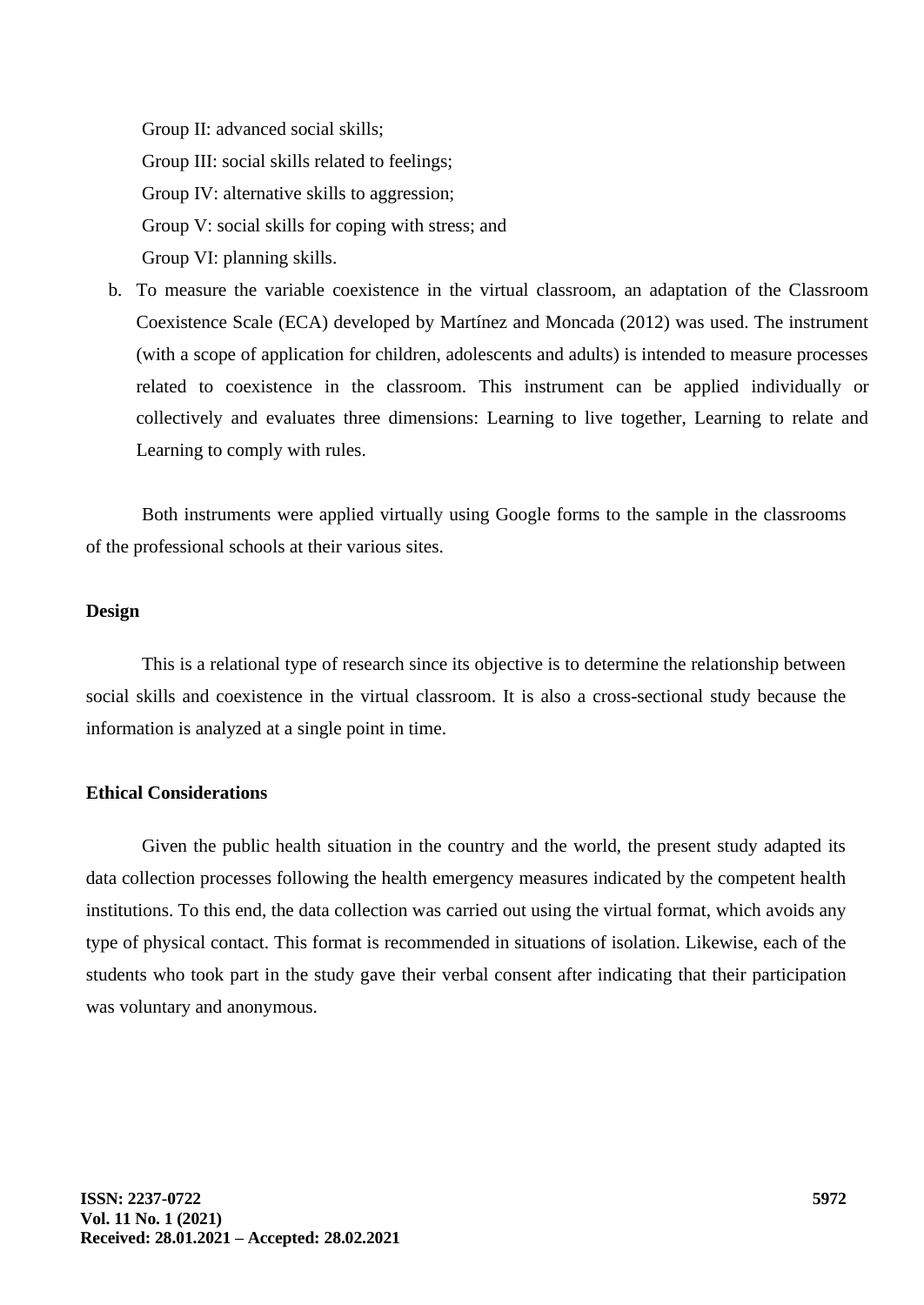Group II: advanced social skills;

Group III: social skills related to feelings;

Group IV: alternative skills to aggression;

Group V: social skills for coping with stress; and

Group VI: planning skills.

b. To measure the variable coexistence in the virtual classroom, an adaptation of the Classroom Coexistence Scale (ECA) developed by Martínez and Moncada (2012) was used. The instrument (with a scope of application for children, adolescents and adults) is intended to measure processes related to coexistence in the classroom. This instrument can be applied individually or collectively and evaluates three dimensions: Learning to live together, Learning to relate and Learning to comply with rules.

Both instruments were applied virtually using Google forms to the sample in the classrooms of the professional schools at their various sites.

**Design**

This is a relational type of research since its objective is to determine the relationship between social skills and coexistence in the virtual classroom. It is also a cross-sectional study because the information is analyzed at a single point in time.

**Ethical Considerations**

Given the public health situation in the country and the world, the present study adapted its data collection processes following the health emergency measures indicated by the competent health institutions. To this end, the data collection was carried out using the virtual format, which avoids any type of physical contact. This format is recommended in situations of isolation. Likewise, each of the students who took part in the study gave their verbal consent after indicating that their participation was voluntary and anonymous.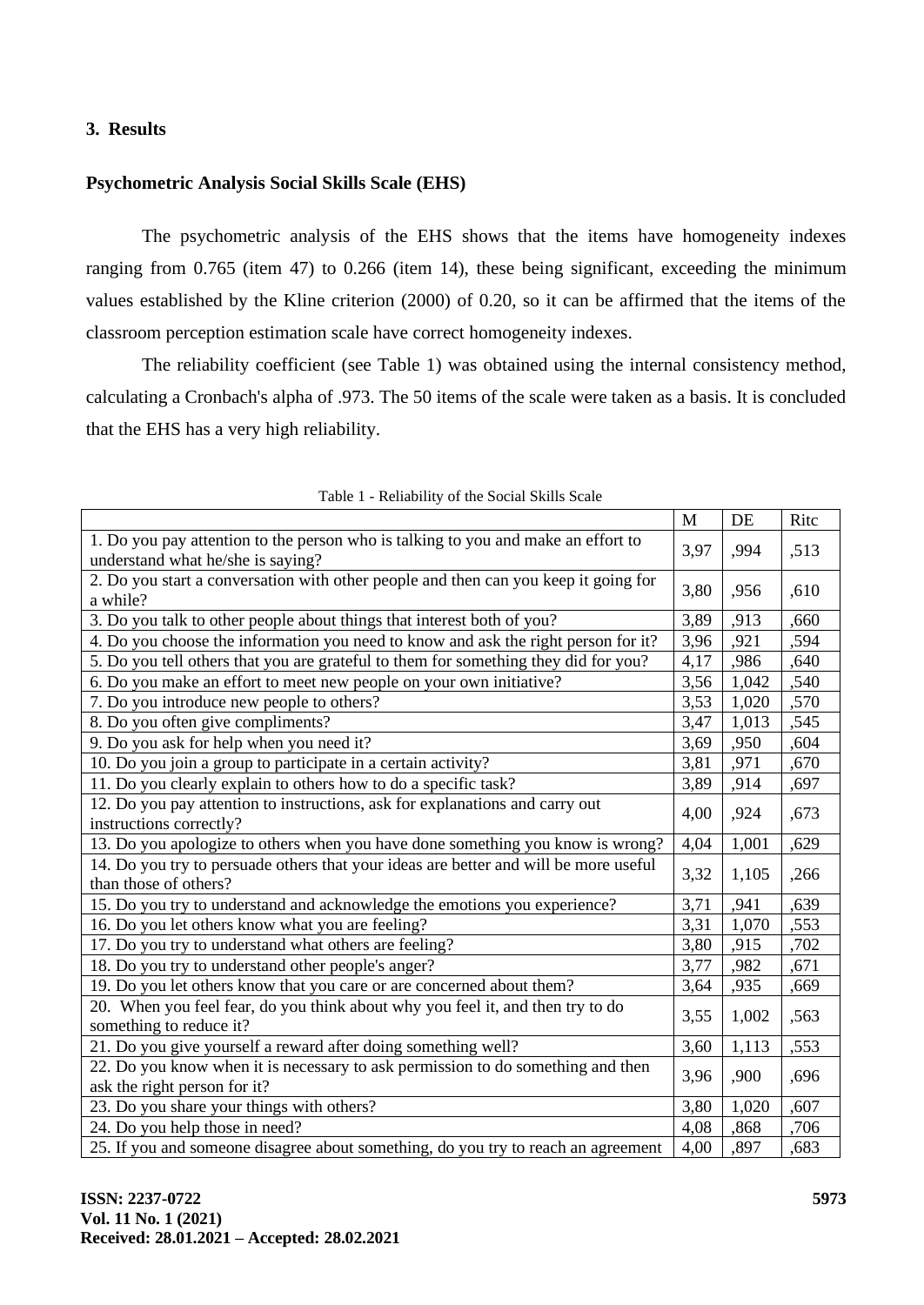## 3. Results

### Psychometric Analysis Social Skills Scale (EHS)

The psychometric analysis of the EHS shows that the items have homogeneity indexes ranging from 0.765 (item 47) to 0.266 (item 14), these being significant, exceeding the minimum values established by the Kline criterion (2000) of 0.20, so it can be affirmed that the items of the classroom perception estimation scale have correct homogeneity indexes.

The reliability coefficient (see Table 1) was obtained using the internal consistency method, calculating a Cronbach's alpha of .973. The 50 items of the scale were taken as a basis. It is concluded that the EHS has a very high reliability.

Table 1 - Reliability of the Social Skills Scale

| | M | DE | Ritc |
|---|---|---|---|
| 1. Do you pay attention to the person who is talking to you and make an effort to understand what he/she is saying? | 3,97 | ,994 | ,513 |
| 2. Do you start a conversation with other people and then can you keep it going for a while? | 3,80 | ,956 | ,610 |
| 3. Do you talk to other people about things that interest both of you? | 3,89 | ,913 | ,660 |
| 4. Do you choose the information you need to know and ask the right person for it? | 3,96 | ,921 | ,594 |
| 5. Do you tell others that you are grateful to them for something they did for you? | 4,17 | ,986 | ,640 |
| 6. Do you make an effort to meet new people on your own initiative? | 3,56 | 1,042 | ,540 |
| 7. Do you introduce new people to others? | 3,53 | 1,020 | ,570 |
| 8. Do you often give compliments? | 3,47 | 1,013 | ,545 |
| 9. Do you ask for help when you need it? | 3,69 | ,950 | ,604 |
| 10. Do you join a group to participate in a certain activity? | 3,81 | ,971 | ,670 |
| 11. Do you clearly explain to others how to do a specific task? | 3,89 | ,914 | ,697 |
| 12. Do you pay attention to instructions, ask for explanations and carry out instructions correctly? | 4,00 | ,924 | ,673 |
| 13. Do you apologize to others when you have done something you know is wrong? | 4,04 | 1,001 | ,629 |
| 14. Do you try to persuade others that your ideas are better and will be more useful than those of others? | 3,32 | 1,105 | ,266 |
| 15. Do you try to understand and acknowledge the emotions you experience? | 3,71 | ,941 | ,639 |
| 16. Do you let others know what you are feeling? | 3,31 | 1,070 | ,553 |
| 17. Do you try to understand what others are feeling? | 3,80 | ,915 | ,702 |
| 18. Do you try to understand other people's anger? | 3,77 | ,982 | ,671 |
| 19. Do you let others know that you care or are concerned about them? | 3,64 | ,935 | ,669 |
| 20. When you feel fear, do you think about why you feel it, and then try to do something to reduce it? | 3,55 | 1,002 | ,563 |
| 21. Do you give yourself a reward after doing something well? | 3,60 | 1,113 | ,553 |
| 22. Do you know when it is necessary to ask permission to do something and then ask the right person for it? | 3,96 | ,900 | ,696 |
| 23. Do you share your things with others? | 3,80 | 1,020 | ,607 |
| 24. Do you help those in need? | 4,08 | ,868 | ,706 |
| 25. If you and someone disagree about something, do you try to reach an agreement | 4,00 | ,897 | ,683 |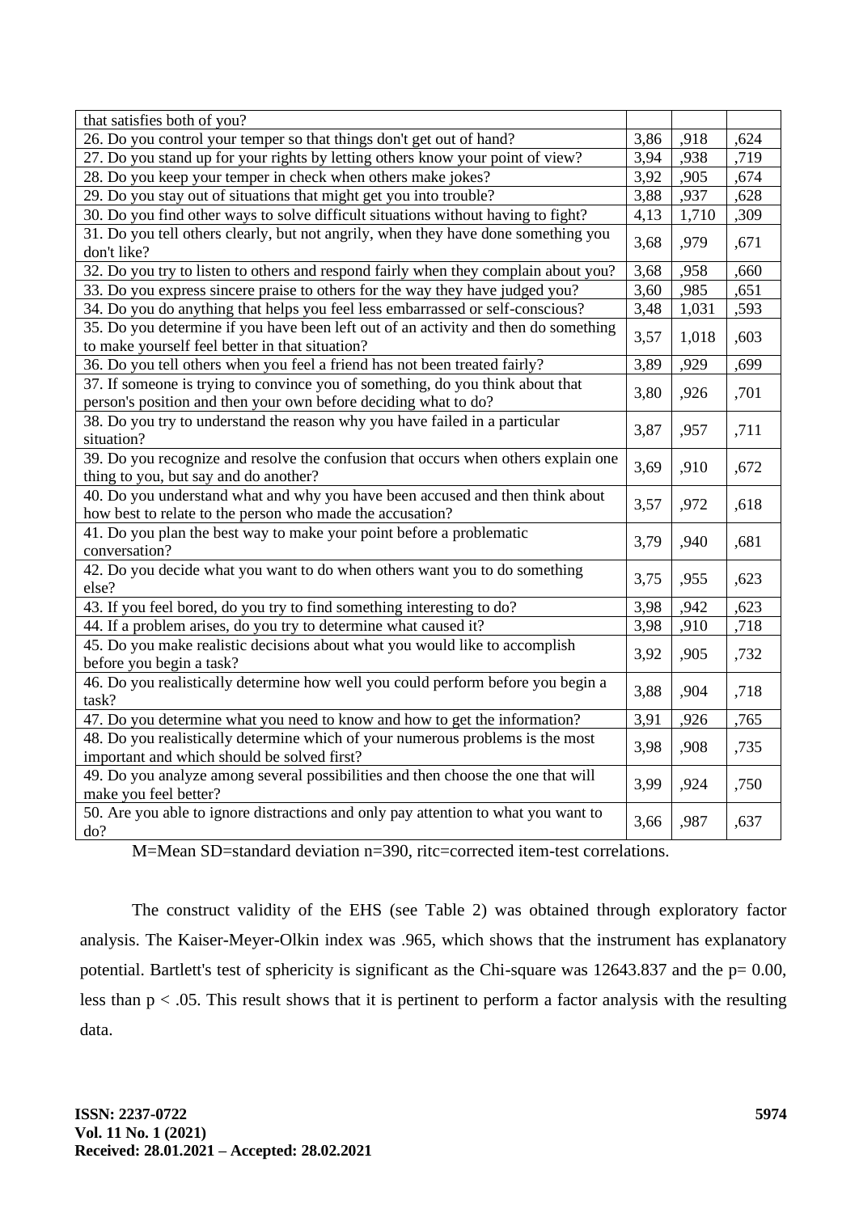| | | | |
|---|---|---|---|
| that satisfies both of you? | | | |
| 26. Do you control your temper so that things don't get out of hand? | 3,86 | ,918 | ,624 |
| 27. Do you stand up for your rights by letting others know your point of view? | 3,94 | ,938 | ,719 |
| 28. Do you keep your temper in check when others make jokes? | 3,92 | ,905 | ,674 |
| 29. Do you stay out of situations that might get you into trouble? | 3,88 | ,937 | ,628 |
| 30. Do you find other ways to solve difficult situations without having to fight? | 4,13 | 1,710 | ,309 |
| 31. Do you tell others clearly, but not angrily, when they have done something you don't like? | 3,68 | ,979 | ,671 |
| 32. Do you try to listen to others and respond fairly when they complain about you? | 3,68 | ,958 | ,660 |
| 33. Do you express sincere praise to others for the way they have judged you? | 3,60 | ,985 | ,651 |
| 34. Do you do anything that helps you feel less embarrassed or self-conscious? | 3,48 | 1,031 | ,593 |
| 35. Do you determine if you have been left out of an activity and then do something to make yourself feel better in that situation? | 3,57 | 1,018 | ,603 |
| 36. Do you tell others when you feel a friend has not been treated fairly? | 3,89 | ,929 | ,699 |
| 37. If someone is trying to convince you of something, do you think about that person's position and then your own before deciding what to do? | 3,80 | ,926 | ,701 |
| 38. Do you try to understand the reason why you have failed in a particular situation? | 3,87 | ,957 | ,711 |
| 39. Do you recognize and resolve the confusion that occurs when others explain one thing to you, but say and do another? | 3,69 | ,910 | ,672 |
| 40. Do you understand what and why you have been accused and then think about how best to relate to the person who made the accusation? | 3,57 | ,972 | ,618 |
| 41. Do you plan the best way to make your point before a problematic conversation? | 3,79 | ,940 | ,681 |
| 42. Do you decide what you want to do when others want you to do something else? | 3,75 | ,955 | ,623 |
| 43. If you feel bored, do you try to find something interesting to do? | 3,98 | ,942 | ,623 |
| 44. If a problem arises, do you try to determine what caused it? | 3,98 | ,910 | ,718 |
| 45. Do you make realistic decisions about what you would like to accomplish before you begin a task? | 3,92 | ,905 | ,732 |
| 46. Do you realistically determine how well you could perform before you begin a task? | 3,88 | ,904 | ,718 |
| 47. Do you determine what you need to know and how to get the information? | 3,91 | ,926 | ,765 |
| 48. Do you realistically determine which of your numerous problems is the most important and which should be solved first? | 3,98 | ,908 | ,735 |
| 49. Do you analyze among several possibilities and then choose the one that will make you feel better? | 3,99 | ,924 | ,750 |
| 50. Are you able to ignore distractions and only pay attention to what you want to do? | 3,66 | ,987 | ,637 |

M=Mean SD=standard deviation n=390, ritc=corrected item-test correlations.

The construct validity of the EHS (see Table 2) was obtained through exploratory factor analysis. The Kaiser-Meyer-Olkin index was .965, which shows that the instrument has explanatory potential. Bartlett's test of sphericity is significant as the Chi-square was 12643.837 and the $p = 0.00$, less than $p < .05$. This result shows that it is pertinent to perform a factor analysis with the resulting data.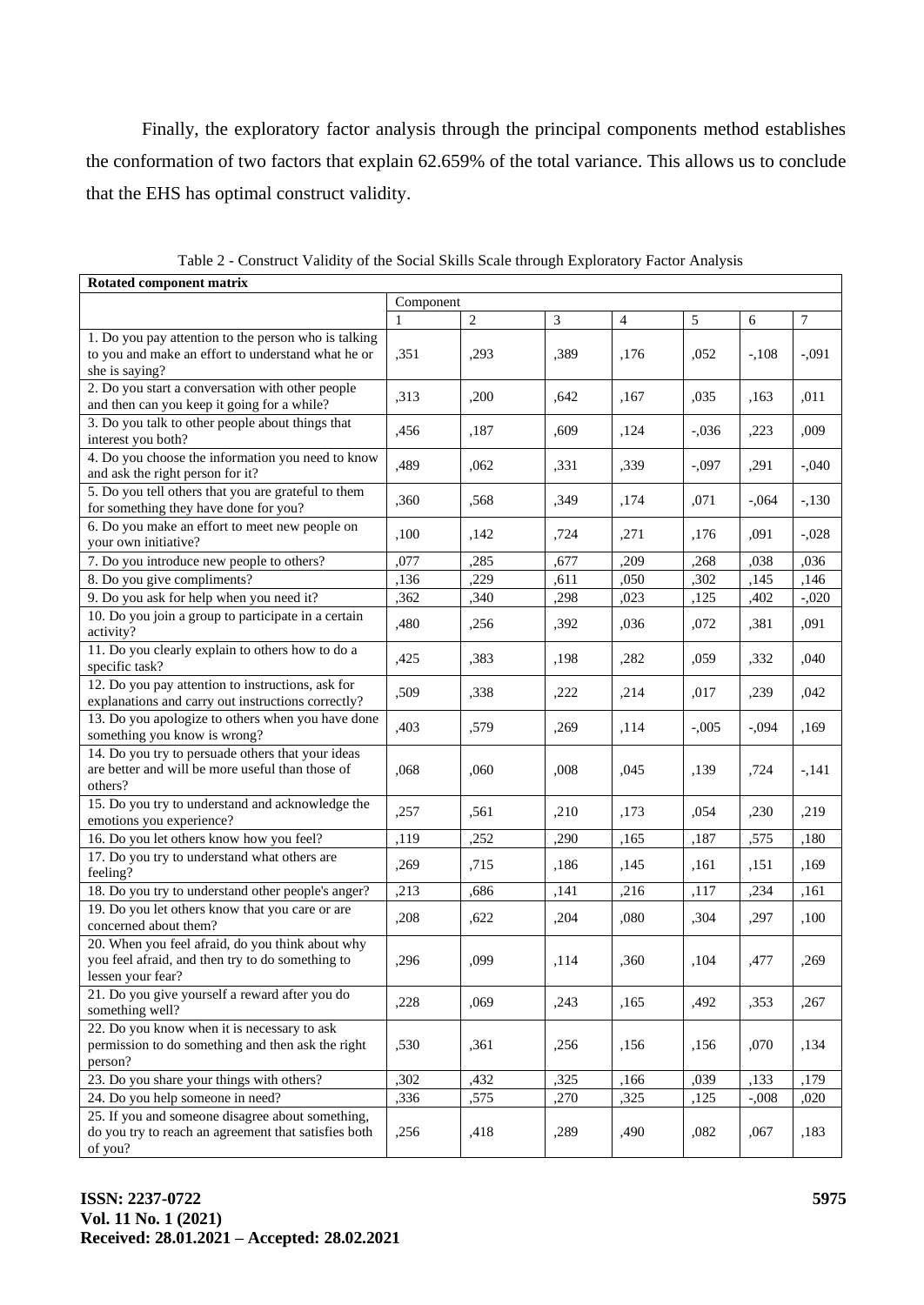Finally, the exploratory factor analysis through the principal components method establishes the conformation of two factors that explain 62.659% of the total variance. This allows us to conclude that the EHS has optimal construct validity.

Table 2 - Construct Validity of the Social Skills Scale through Exploratory Factor Analysis

| Rotated component matrix | | | | | | | |
|---|---|---|---|---|---|---|---|
| | Component | | | | | | |
| | 1 | 2 | 3 | 4 | 5 | 6 | 7 |
| 1. Do you pay attention to the person who is talking to you and make an effort to understand what he or she is saying? | ,351 | ,293 | ,389 | ,176 | ,052 | -,108 | -,091 |
| 2. Do you start a conversation with other people and then can you keep it going for a while? | ,313 | ,200 | ,642 | ,167 | ,035 | ,163 | ,011 |
| 3. Do you talk to other people about things that interest you both? | ,456 | ,187 | ,609 | ,124 | -,036 | ,223 | ,009 |
| 4. Do you choose the information you need to know and ask the right person for it? | ,489 | ,062 | ,331 | ,339 | -,097 | ,291 | -,040 |
| 5. Do you tell others that you are grateful to them for something they have done for you? | ,360 | ,568 | ,349 | ,174 | ,071 | -,064 | -,130 |
| 6. Do you make an effort to meet new people on your own initiative? | ,100 | ,142 | ,724 | ,271 | ,176 | ,091 | -,028 |
| 7. Do you introduce new people to others? | ,077 | ,285 | ,677 | ,209 | ,268 | ,038 | ,036 |
| 8. Do you give compliments? | ,136 | ,229 | ,611 | ,050 | ,302 | ,145 | ,146 |
| 9. Do you ask for help when you need it? | ,362 | ,340 | ,298 | ,023 | ,125 | ,402 | -,020 |
| 10. Do you join a group to participate in a certain activity? | ,480 | ,256 | ,392 | ,036 | ,072 | ,381 | ,091 |
| 11. Do you clearly explain to others how to do a specific task? | ,425 | ,383 | ,198 | ,282 | ,059 | ,332 | ,040 |
| 12. Do you pay attention to instructions, ask for explanations and carry out instructions correctly? | ,509 | ,338 | ,222 | ,214 | ,017 | ,239 | ,042 |
| 13. Do you apologize to others when you have done something you know is wrong? | ,403 | ,579 | ,269 | ,114 | -,005 | -,094 | ,169 |
| 14. Do you try to persuade others that your ideas are better and will be more useful than those of others? | ,068 | ,060 | ,008 | ,045 | ,139 | ,724 | -,141 |
| 15. Do you try to understand and acknowledge the emotions you experience? | ,257 | ,561 | ,210 | ,173 | ,054 | ,230 | ,219 |
| 16. Do you let others know how you feel? | ,119 | ,252 | ,290 | ,165 | ,187 | ,575 | ,180 |
| 17. Do you try to understand what others are feeling? | ,269 | ,715 | ,186 | ,145 | ,161 | ,151 | ,169 |
| 18. Do you try to understand other people's anger? | ,213 | ,686 | ,141 | ,216 | ,117 | ,234 | ,161 |
| 19. Do you let others know that you care or are concerned about them? | ,208 | ,622 | ,204 | ,080 | ,304 | ,297 | ,100 |
| 20. When you feel afraid, do you think about why you feel afraid, and then try to do something to lessen your fear? | ,296 | ,099 | ,114 | ,360 | ,104 | ,477 | ,269 |
| 21. Do you give yourself a reward after you do something well? | ,228 | ,069 | ,243 | ,165 | ,492 | ,353 | ,267 |
| 22. Do you know when it is necessary to ask permission to do something and then ask the right person? | ,530 | ,361 | ,256 | ,156 | ,156 | ,070 | ,134 |
| 23. Do you share your things with others? | ,302 | ,432 | ,325 | ,166 | ,039 | ,133 | ,179 |
| 24. Do you help someone in need? | ,336 | ,575 | ,270 | ,325 | ,125 | -,008 | ,020 |
| 25. If you and someone disagree about something, do you try to reach an agreement that satisfies both of you? | ,256 | ,418 | ,289 | ,490 | ,082 | ,067 | ,183 |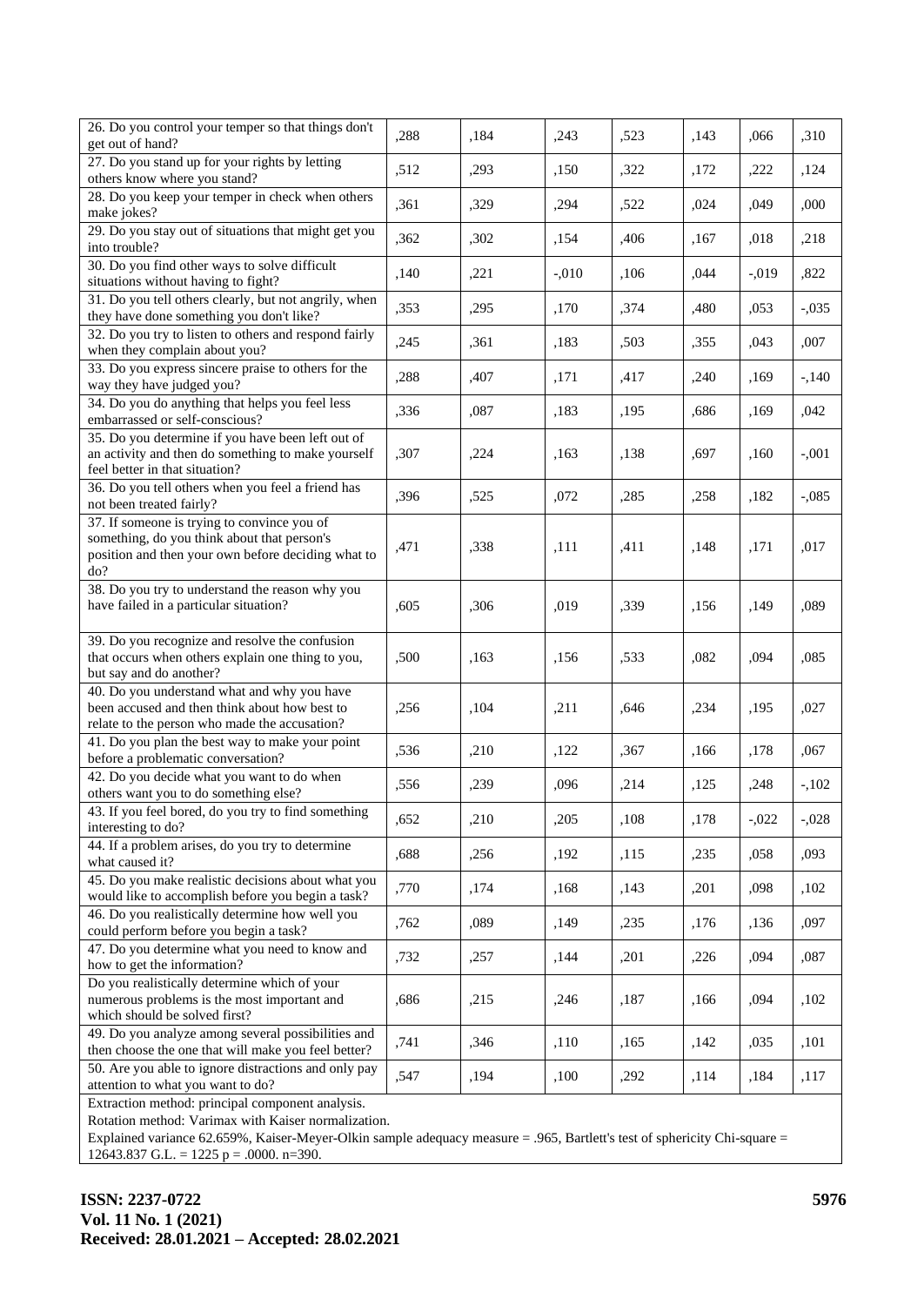| | | | | | | | |
|---|---|---|---|---|---|---|---|
| 26. Do you control your temper so that things don't get out of hand? | ,288 | ,184 | ,243 | ,523 | ,143 | ,066 | ,310 |
| 27. Do you stand up for your rights by letting others know where you stand? | ,512 | ,293 | ,150 | ,322 | ,172 | ,222 | ,124 |
| 28. Do you keep your temper in check when others make jokes? | ,361 | ,329 | ,294 | ,522 | ,024 | ,049 | ,000 |
| 29. Do you stay out of situations that might get you into trouble? | ,362 | ,302 | ,154 | ,406 | ,167 | ,018 | ,218 |
| 30. Do you find other ways to solve difficult situations without having to fight? | ,140 | ,221 | -,010 | ,106 | ,044 | -,019 | ,822 |
| 31. Do you tell others clearly, but not angrily, when they have done something you don't like? | ,353 | ,295 | ,170 | ,374 | ,480 | ,053 | -,035 |
| 32. Do you try to listen to others and respond fairly when they complain about you? | ,245 | ,361 | ,183 | ,503 | ,355 | ,043 | ,007 |
| 33. Do you express sincere praise to others for the way they have judged you? | ,288 | ,407 | ,171 | ,417 | ,240 | ,169 | -,140 |
| 34. Do you do anything that helps you feel less embarrassed or self-conscious? | ,336 | ,087 | ,183 | ,195 | ,686 | ,169 | ,042 |
| 35. Do you determine if you have been left out of an activity and then do something to make yourself feel better in that situation? | ,307 | ,224 | ,163 | ,138 | ,697 | ,160 | -,001 |
| 36. Do you tell others when you feel a friend has not been treated fairly? | ,396 | ,525 | ,072 | ,285 | ,258 | ,182 | -,085 |
| 37. If someone is trying to convince you of something, do you think about that person's position and then your own before deciding what to do? | ,471 | ,338 | ,111 | ,411 | ,148 | ,171 | ,017 |
| 38. Do you try to understand the reason why you have failed in a particular situation? | ,605 | ,306 | ,019 | ,339 | ,156 | ,149 | ,089 |
| 39. Do you recognize and resolve the confusion that occurs when others explain one thing to you, but say and do another? | ,500 | ,163 | ,156 | ,533 | ,082 | ,094 | ,085 |
| 40. Do you understand what and why you have been accused and then think about how best to relate to the person who made the accusation? | ,256 | ,104 | ,211 | ,646 | ,234 | ,195 | ,027 |
| 41. Do you plan the best way to make your point before a problematic conversation? | ,536 | ,210 | ,122 | ,367 | ,166 | ,178 | ,067 |
| 42. Do you decide what you want to do when others want you to do something else? | ,556 | ,239 | ,096 | ,214 | ,125 | ,248 | -,102 |
| 43. If you feel bored, do you try to find something interesting to do? | ,652 | ,210 | ,205 | ,108 | ,178 | -,022 | -,028 |
| 44. If a problem arises, do you try to determine what caused it? | ,688 | ,256 | ,192 | ,115 | ,235 | ,058 | ,093 |
| 45. Do you make realistic decisions about what you would like to accomplish before you begin a task? | ,770 | ,174 | ,168 | ,143 | ,201 | ,098 | ,102 |
| 46. Do you realistically determine how well you could perform before you begin a task? | ,762 | ,089 | ,149 | ,235 | ,176 | ,136 | ,097 |
| 47. Do you determine what you need to know and how to get the information? | ,732 | ,257 | ,144 | ,201 | ,226 | ,094 | ,087 |
| Do you realistically determine which of your numerous problems is the most important and which should be solved first? | ,686 | ,215 | ,246 | ,187 | ,166 | ,094 | ,102 |
| 49. Do you analyze among several possibilities and then choose the one that will make you feel better? | ,741 | ,346 | ,110 | ,165 | ,142 | ,035 | ,101 |
| 50. Are you able to ignore distractions and only pay attention to what you want to do? | ,547 | ,194 | ,100 | ,292 | ,114 | ,184 | ,117 |

Extraction method: principal component analysis.
Rotation method: Varimax with Kaiser normalization.
Explained variance 62.659%, Kaiser-Meyer-Olkin sample adequacy measure = .965, Bartlett's test of sphericity Chi-square = 12643.837 G.L. = 1225 p = .0000. n=390.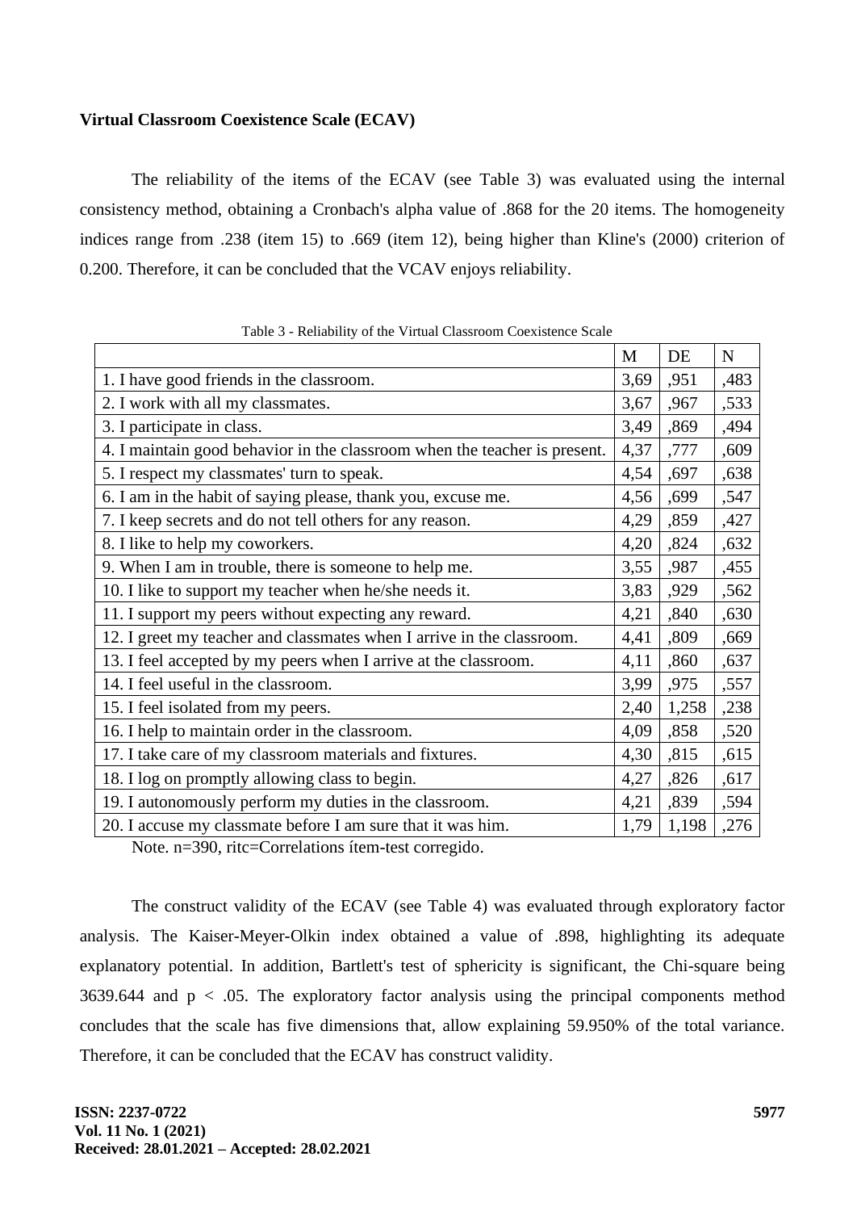**Virtual Classroom Coexistence Scale (ECAV)**

The reliability of the items of the ECAV (see Table 3) was evaluated using the internal consistency method, obtaining a Cronbach's alpha value of .868 for the 20 items. The homogeneity indices range from .238 (item 15) to .669 (item 12), being higher than Kline's (2000) criterion of 0.200. Therefore, it can be concluded that the VCAV enjoys reliability.

Table 3 - Reliability of the Virtual Classroom Coexistence Scale

| | M | DE | N |
|---|---|---|---|
| 1. I have good friends in the classroom. | 3,69 | ,951 | ,483 |
| 2. I work with all my classmates. | 3,67 | ,967 | ,533 |
| 3. I participate in class. | 3,49 | ,869 | ,494 |
| 4. I maintain good behavior in the classroom when the teacher is present. | 4,37 | ,777 | ,609 |
| 5. I respect my classmates' turn to speak. | 4,54 | ,697 | ,638 |
| 6. I am in the habit of saying please, thank you, excuse me. | 4,56 | ,699 | ,547 |
| 7. I keep secrets and do not tell others for any reason. | 4,29 | ,859 | ,427 |
| 8. I like to help my coworkers. | 4,20 | ,824 | ,632 |
| 9. When I am in trouble, there is someone to help me. | 3,55 | ,987 | ,455 |
| 10. I like to support my teacher when he/she needs it. | 3,83 | ,929 | ,562 |
| 11. I support my peers without expecting any reward. | 4,21 | ,840 | ,630 |
| 12. I greet my teacher and classmates when I arrive in the classroom. | 4,41 | ,809 | ,669 |
| 13. I feel accepted by my peers when I arrive at the classroom. | 4,11 | ,860 | ,637 |
| 14. I feel useful in the classroom. | 3,99 | ,975 | ,557 |
| 15. I feel isolated from my peers. | 2,40 | 1,258 | ,238 |
| 16. I help to maintain order in the classroom. | 4,09 | ,858 | ,520 |
| 17. I take care of my classroom materials and fixtures. | 4,30 | ,815 | ,615 |
| 18. I log on promptly allowing class to begin. | 4,27 | ,826 | ,617 |
| 19. I autonomously perform my duties in the classroom. | 4,21 | ,839 | ,594 |
| 20. I accuse my classmate before I am sure that it was him. | 1,79 | 1,198 | ,276 |

Note. n=390, ritc=Correlations ítem-test corregido.

The construct validity of the ECAV (see Table 4) was evaluated through exploratory factor analysis. The Kaiser-Meyer-Olkin index obtained a value of .898, highlighting its adequate explanatory potential. In addition, Bartlett's test of sphericity is significant, the Chi-square being 3639.644 and $p < .05$. The exploratory factor analysis using the principal components method concludes that the scale has five dimensions that, allow explaining 59.950% of the total variance. Therefore, it can be concluded that the ECAV has construct validity.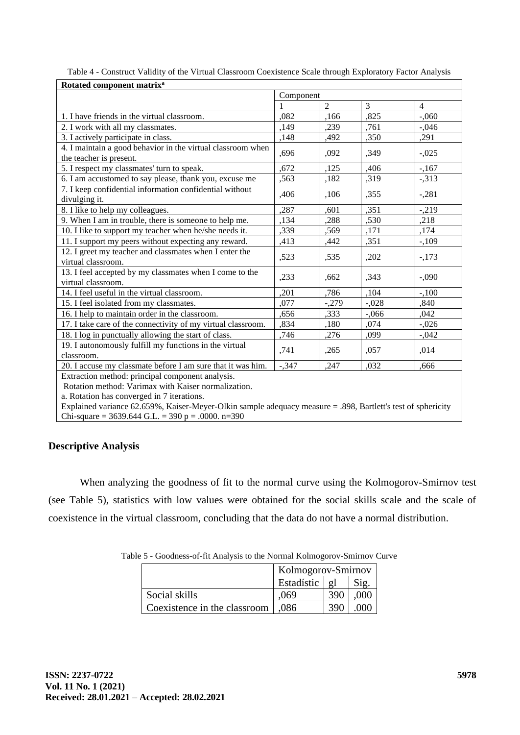Table 4 - Construct Validity of the Virtual Classroom Coexistence Scale through Exploratory Factor Analysis

| Rotated component matrix[a] | | | | |
|---|---|---|---|---|
| | Component | | | |
| | 1 | 2 | 3 | 4 |
| 1. I have friends in the virtual classroom. | ,082 | ,166 | ,825 | -,060 |
| 2. I work with all my classmates. | ,149 | ,239 | ,761 | -,046 |
| 3. I actively participate in class. | ,148 | ,492 | ,350 | ,291 |
| 4. I maintain a good behavior in the virtual classroom when the teacher is present. | ,696 | ,092 | ,349 | -,025 |
| 5. I respect my classmates' turn to speak. | ,672 | ,125 | ,406 | -,167 |
| 6. I am accustomed to say please, thank you, excuse me | ,563 | ,182 | ,319 | -,313 |
| 7. I keep confidential information confidential without divulging it. | ,406 | ,106 | ,355 | -,281 |
| 8. I like to help my colleagues. | ,287 | ,601 | ,351 | -,219 |
| 9. When I am in trouble, there is someone to help me. | ,134 | ,288 | ,530 | ,218 |
| 10. I like to support my teacher when he/she needs it. | ,339 | ,569 | ,171 | ,174 |
| 11. I support my peers without expecting any reward. | ,413 | ,442 | ,351 | -,109 |
| 12. I greet my teacher and classmates when I enter the virtual classroom. | ,523 | ,535 | ,202 | -,173 |
| 13. I feel accepted by my classmates when I come to the virtual classroom. | ,233 | ,662 | ,343 | -,090 |
| 14. I feel useful in the virtual classroom. | ,201 | ,786 | ,104 | -,100 |
| 15. I feel isolated from my classmates. | ,077 | -,279 | -,028 | ,840 |
| 16. I help to maintain order in the classroom. | ,656 | ,333 | -,066 | ,042 |
| 17. I take care of the connectivity of my virtual classroom. | ,834 | ,180 | ,074 | -,026 |
| 18. I log in punctually allowing the start of class. | ,746 | ,276 | ,099 | -,042 |
| 19. I autonomously fulfill my functions in the virtual classroom. | ,741 | ,265 | ,057 | ,014 |
| 20. I accuse my classmate before I am sure that it was him. | -,347 | ,247 | ,032 | ,666 |

Extraction method: principal component analysis.
Rotation method: Varimax with Kaiser normalization.
a. Rotation has converged in 7 iterations.
Explained variance 62.659%, Kaiser-Meyer-Olkin sample adequacy measure = .898, Bartlett's test of sphericity Chi-square = 3639.644 G.L. = 390 p = .0000. n=390

## Descriptive Analysis

When analyzing the goodness of fit to the normal curve using the Kolmogorov-Smirnov test (see Table 5), statistics with low values were obtained for the social skills scale and the scale of coexistence in the virtual classroom, concluding that the data do not have a normal distribution.

Table 5 - Goodness-of-fit Analysis to the Normal Kolmogorov-Smirnov Curve

| | Kolmogorov-Smirnov | | |
|---|---|---|---|
| | Estadístic | gl | Sig. |
| Social skills | ,069 | 390 | ,000 |
| Coexistence in the classroom | ,086 | 390 | .000 |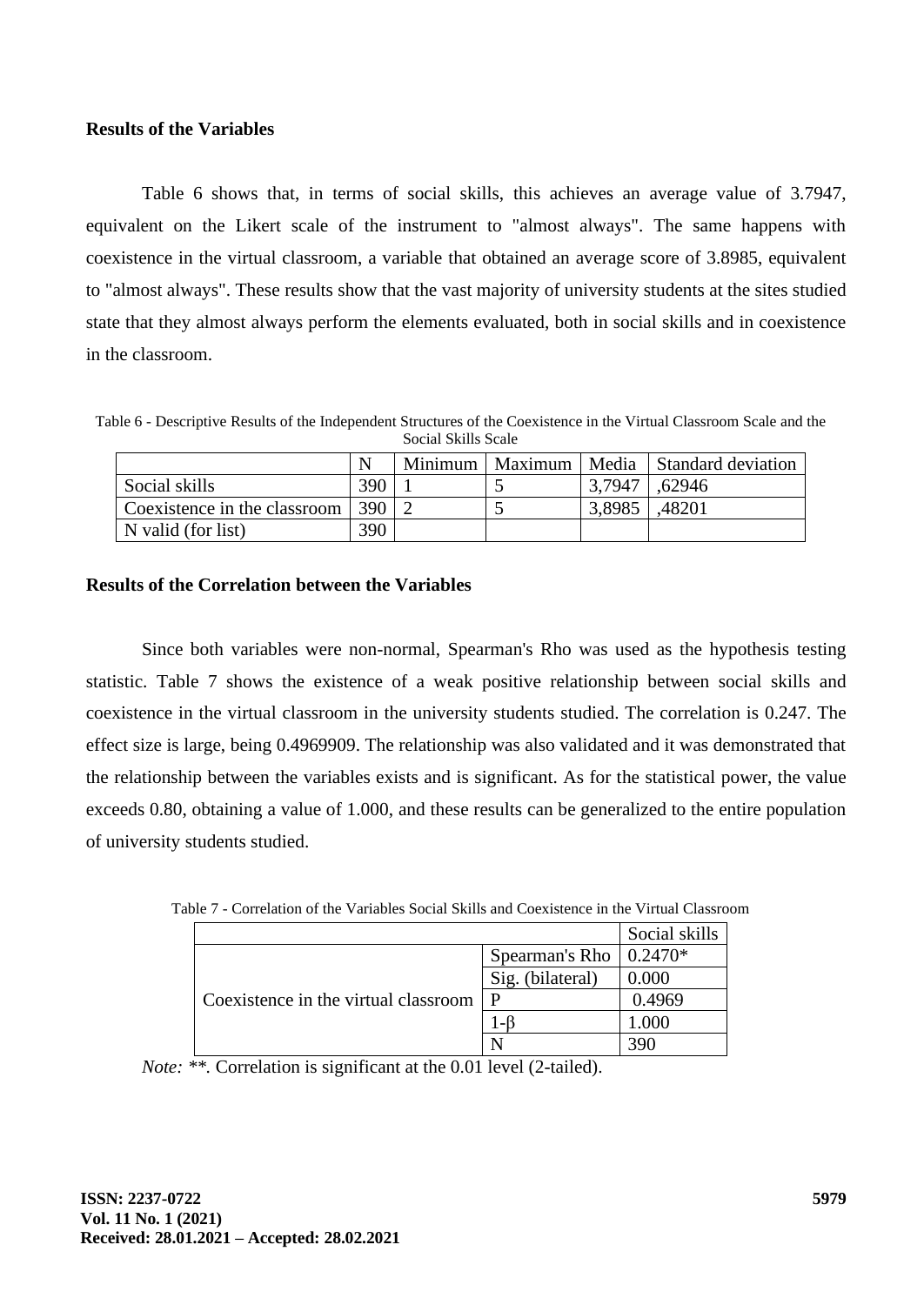**Results of the Variables**

Table 6 shows that, in terms of social skills, this achieves an average value of 3.7947, equivalent on the Likert scale of the instrument to "almost always". The same happens with coexistence in the virtual classroom, a variable that obtained an average score of 3.8985, equivalent to "almost always". These results show that the vast majority of university students at the sites studied state that they almost always perform the elements evaluated, both in social skills and in coexistence in the classroom.

Table 6 - Descriptive Results of the Independent Structures of the Coexistence in the Virtual Classroom Scale and the Social Skills Scale

| | N | Minimum | Maximum | Media | Standard deviation |
|---|---|---|---|---|---|
| Social skills | 390 | 1 | 5 | 3,7947 | ,62946 |
| Coexistence in the classroom | 390 | 2 | 5 | 3,8985 | ,48201 |
| N valid (for list) | 390 | | | | |

**Results of the Correlation between the Variables**

Since both variables were non-normal, Spearman's Rho was used as the hypothesis testing statistic. Table 7 shows the existence of a weak positive relationship between social skills and coexistence in the virtual classroom in the university students studied. The correlation is 0.247. The effect size is large, being 0.4969909. The relationship was also validated and it was demonstrated that the relationship between the variables exists and is significant. As for the statistical power, the value exceeds 0.80, obtaining a value of 1.000, and these results can be generalized to the entire population of university students studied.

Table 7 - Correlation of the Variables Social Skills and Coexistence in the Virtual Classroom

| | | Social skills |
|---|---|---|
| Coexistence in the virtual classroom | Spearman's Rho | 0.2470* |
| | Sig. (bilateral) | 0.000 |
| | P | 0.4969 |
| | 1-β | 1.000 |
| | N | 390 |

*Note:* **. Correlation is significant at the 0.01 level (2-tailed).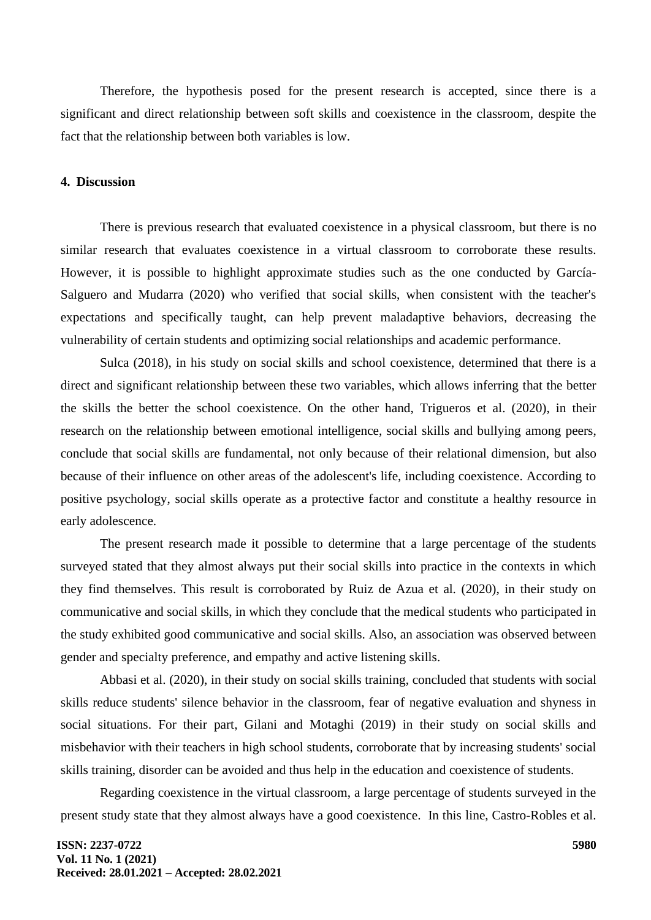Therefore, the hypothesis posed for the present research is accepted, since there is a significant and direct relationship between soft skills and coexistence in the classroom, despite the fact that the relationship between both variables is low.

## 4. Discussion

There is previous research that evaluated coexistence in a physical classroom, but there is no similar research that evaluates coexistence in a virtual classroom to corroborate these results. However, it is possible to highlight approximate studies such as the one conducted by García-Salguero and Mudarra (2020) who verified that social skills, when consistent with the teacher's expectations and specifically taught, can help prevent maladaptive behaviors, decreasing the vulnerability of certain students and optimizing social relationships and academic performance.

Sulca (2018), in his study on social skills and school coexistence, determined that there is a direct and significant relationship between these two variables, which allows inferring that the better the skills the better the school coexistence. On the other hand, Trigueros et al. (2020), in their research on the relationship between emotional intelligence, social skills and bullying among peers, conclude that social skills are fundamental, not only because of their relational dimension, but also because of their influence on other areas of the adolescent's life, including coexistence. According to positive psychology, social skills operate as a protective factor and constitute a healthy resource in early adolescence.

The present research made it possible to determine that a large percentage of the students surveyed stated that they almost always put their social skills into practice in the contexts in which they find themselves. This result is corroborated by Ruiz de Azua et al. (2020), in their study on communicative and social skills, in which they conclude that the medical students who participated in the study exhibited good communicative and social skills. Also, an association was observed between gender and specialty preference, and empathy and active listening skills.

Abbasi et al. (2020), in their study on social skills training, concluded that students with social skills reduce students' silence behavior in the classroom, fear of negative evaluation and shyness in social situations. For their part, Gilani and Motaghi (2019) in their study on social skills and misbehavior with their teachers in high school students, corroborate that by increasing students' social skills training, disorder can be avoided and thus help in the education and coexistence of students.

Regarding coexistence in the virtual classroom, a large percentage of students surveyed in the present study state that they almost always have a good coexistence. In this line, Castro-Robles et al.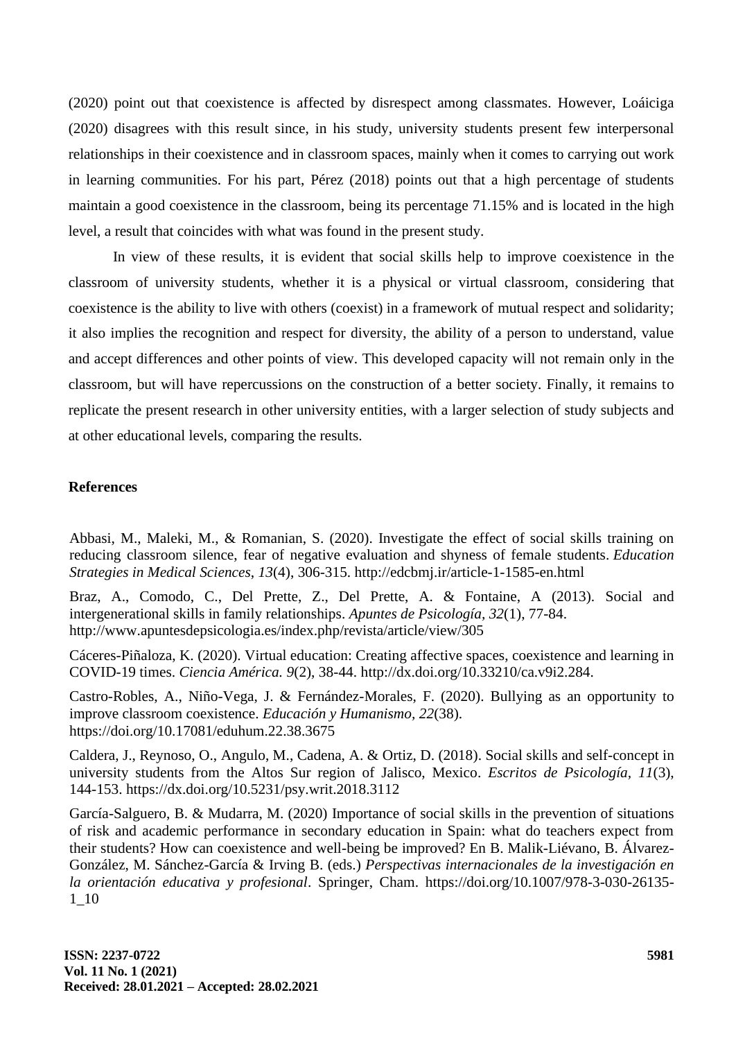(2020) point out that coexistence is affected by disrespect among classmates. However, Loáiciga (2020) disagrees with this result since, in his study, university students present few interpersonal relationships in their coexistence and in classroom spaces, mainly when it comes to carrying out work in learning communities. For his part, Pérez (2018) points out that a high percentage of students maintain a good coexistence in the classroom, being its percentage 71.15% and is located in the high level, a result that coincides with what was found in the present study.

In view of these results, it is evident that social skills help to improve coexistence in the classroom of university students, whether it is a physical or virtual classroom, considering that coexistence is the ability to live with others (coexist) in a framework of mutual respect and solidarity; it also implies the recognition and respect for diversity, the ability of a person to understand, value and accept differences and other points of view. This developed capacity will not remain only in the classroom, but will have repercussions on the construction of a better society. Finally, it remains to replicate the present research in other university entities, with a larger selection of study subjects and at other educational levels, comparing the results.

## References

Abbasi, M., Maleki, M., & Romanian, S. (2020). Investigate the effect of social skills training on reducing classroom silence, fear of negative evaluation and shyness of female students. *Education Strategies in Medical Sciences*, *13*(4), 306-315. http://edcbmj.ir/article-1-1585-en.html

Braz, A., Comodo, C., Del Prette, Z., Del Prette, A. & Fontaine, A (2013). Social and intergenerational skills in family relationships. *Apuntes de Psicología, 32*(1), 77-84. http://www.apuntesdepsicologia.es/index.php/revista/article/view/305

Cáceres-Piñaloza, K. (2020). Virtual education: Creating affective spaces, coexistence and learning in COVID-19 times. *Ciencia América. 9*(2), 38-44. http://dx.doi.org/10.33210/ca.v9i2.284.

Castro-Robles, A., Niño-Vega, J. & Fernández-Morales, F. (2020). Bullying as an opportunity to improve classroom coexistence. *Educación y Humanismo, 22*(38). https://doi.org/10.17081/eduhum.22.38.3675

Caldera, J., Reynoso, O., Angulo, M., Cadena, A. & Ortiz, D. (2018). Social skills and self-concept in university students from the Altos Sur region of Jalisco, Mexico. *Escritos de Psicología*, *11*(3), 144-153. https://dx.doi.org/10.5231/psy.writ.2018.3112

García-Salguero, B. & Mudarra, M. (2020) Importance of social skills in the prevention of situations of risk and academic performance in secondary education in Spain: what do teachers expect from their students? How can coexistence and well-being be improved? En B. Malik-Liévano, B. Álvarez-González, M. Sánchez-García & Irving B. (eds.) *Perspectivas internacionales de la investigación en la orientación educativa y profesional*. Springer, Cham. https://doi.org/10.1007/978-3-030-26135-1_10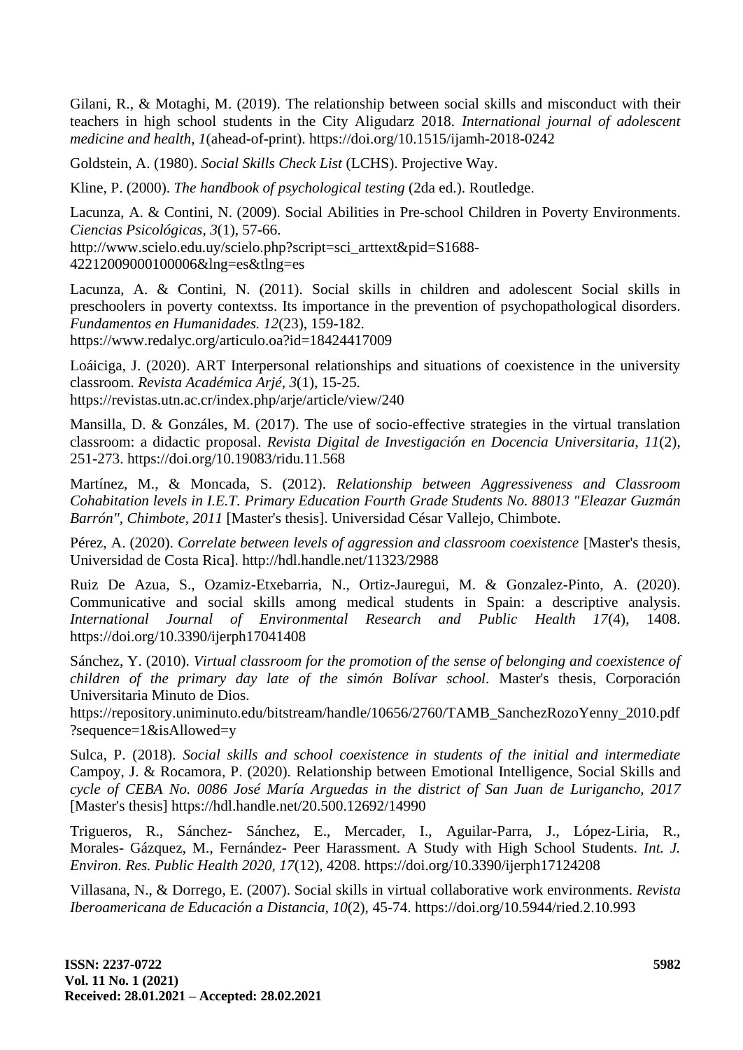Gilani, R., & Motaghi, M. (2019). The relationship between social skills and misconduct with their teachers in high school students in the City Aligudarz 2018. *International journal of adolescent medicine and health*, *1*(ahead-of-print). https://doi.org/10.1515/ijamh-2018-0242

Goldstein, A. (1980). *Social Skills Check List* (LCHS). Projective Way.

Kline, P. (2000). *The handbook of psychological testing* (2da ed.). Routledge.

Lacunza, A. & Contini, N. (2009). Social Abilities in Pre-school Children in Poverty Environments. *Ciencias Psicológicas*, *3*(1), 57-66. http://www.scielo.edu.uy/scielo.php?script=sci_arttext&pid=S1688-42212009000100006&lng=es&tlng=es

Lacunza, A. & Contini, N. (2011). Social skills in children and adolescent Social skills in preschoolers in poverty contextss. Its importance in the prevention of psychopathological disorders. *Fundamentos en Humanidades. 12*(23), 159-182. https://www.redalyc.org/articulo.oa?id=18424417009

Loáiciga, J. (2020). ART Interpersonal relationships and situations of coexistence in the university classroom. *Revista Académica Arjé*, *3*(1), 15-25. https://revistas.utn.ac.cr/index.php/arje/article/view/240

Mansilla, D. & Gonzáles, M. (2017). The use of socio-effective strategies in the virtual translation classroom: a didactic proposal. *Revista Digital de Investigación en Docencia Universitaria*, *11*(2), 251-273. https://doi.org/10.19083/ridu.11.568

Martínez, M., & Moncada, S. (2012). *Relationship between Aggressiveness and Classroom Cohabitation levels in I.E.T. Primary Education Fourth Grade Students No. 88013 "Eleazar Guzmán Barrón", Chimbote, 2011* [Master's thesis]. Universidad César Vallejo, Chimbote.

Pérez, A. (2020). *Correlate between levels of aggression and classroom coexistence* [Master's thesis, Universidad de Costa Rica]. http://hdl.handle.net/11323/2988

Ruiz De Azua, S., Ozamiz-Etxebarria, N., Ortiz-Jauregui, M. & Gonzalez-Pinto, A. (2020). Communicative and social skills among medical students in Spain: a descriptive analysis. *International Journal of Environmental Research and Public Health 17*(4), 1408. https://doi.org/10.3390/ijerph17041408

Sánchez, Y. (2010). *Virtual classroom for the promotion of the sense of belonging and coexistence of children of the primary day late of the simón Bolívar school*. Master's thesis, Corporación Universitaria Minuto de Dios. https://repository.uniminuto.edu/bitstream/handle/10656/2760/TAMB_SanchezRozoYenny_2010.pdf?sequence=1&isAllowed=y

Sulca, P. (2018). *Social skills and school coexistence in students of the initial and intermediate* Campoy, J. & Rocamora, P. (2020). Relationship between Emotional Intelligence, Social Skills and *cycle of CEBA No. 0086 José María Arguedas in the district of San Juan de Lurigancho, 2017* [Master's thesis] https://hdl.handle.net/20.500.12692/14990

Trigueros, R., Sánchez- Sánchez, E., Mercader, I., Aguilar-Parra, J., López-Liria, R., Morales- Gázquez, M., Fernández- Peer Harassment. A Study with High School Students. *Int. J. Environ. Res. Public Health 2020, 17*(12), 4208. https://doi.org/10.3390/ijerph17124208

Villasana, N., & Dorrego, E. (2007). Social skills in virtual collaborative work environments. *Revista Iberoamericana de Educación a Distancia, 10*(2), 45-74. https://doi.org/10.5944/ried.2.10.993

**Received: 28.01.2021 – Accepted: 28.02.2021**